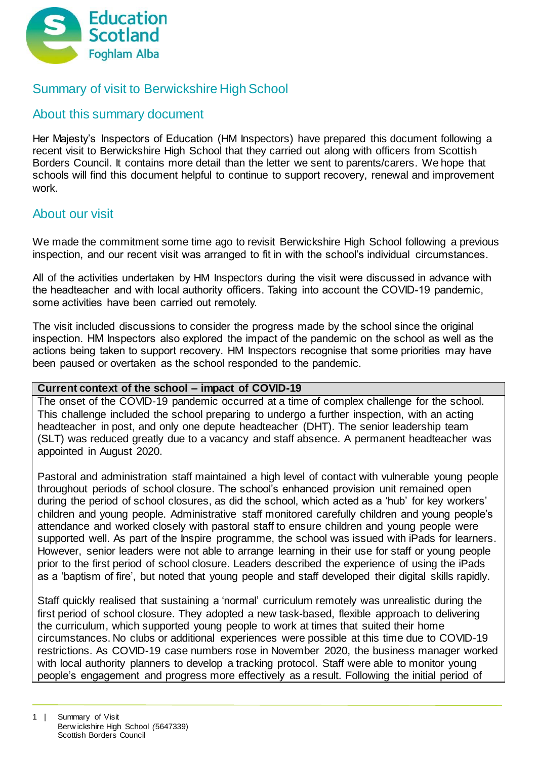Education Scotland
Foghlam Alba

# Summary of visit to Berwickshire High School

## About this summary document

Her Majesty's Inspectors of Education (HM Inspectors) have prepared this document following a recent visit to Berwickshire High School that they carried out along with officers from Scottish Borders Council. It contains more detail than the letter we sent to parents/carers. We hope that schools will find this document helpful to continue to support recovery, renewal and improvement work.

## About our visit

We made the commitment some time ago to revisit Berwickshire High School following a previous inspection, and our recent visit was arranged to fit in with the school's individual circumstances.

All of the activities undertaken by HM Inspectors during the visit were discussed in advance with the headteacher and with local authority officers. Taking into account the COVID-19 pandemic, some activities have been carried out remotely.

The visit included discussions to consider the progress made by the school since the original inspection. HM Inspectors also explored the impact of the pandemic on the school as well as the actions being taken to support recovery. HM Inspectors recognise that some priorities may have been paused or overtaken as the school responded to the pandemic.

**Current context of the school – impact of COVID-19**

The onset of the COVID-19 pandemic occurred at a time of complex challenge for the school. This challenge included the school preparing to undergo a further inspection, with an acting headteacher in post, and only one depute headteacher (DHT). The senior leadership team (SLT) was reduced greatly due to a vacancy and staff absence. A permanent headteacher was appointed in August 2020.

Pastoral and administration staff maintained a high level of contact with vulnerable young people throughout periods of school closure. The school's enhanced provision unit remained open during the period of school closures, as did the school, which acted as a 'hub' for key workers' children and young people. Administrative staff monitored carefully children and young people's attendance and worked closely with pastoral staff to ensure children and young people were supported well. As part of the Inspire programme, the school was issued with iPads for learners. However, senior leaders were not able to arrange learning in their use for staff or young people prior to the first period of school closure. Leaders described the experience of using the iPads as a 'baptism of fire', but noted that young people and staff developed their digital skills rapidly.

Staff quickly realised that sustaining a 'normal' curriculum remotely was unrealistic during the first period of school closure. They adopted a new task-based, flexible approach to delivering the curriculum, which supported young people to work at times that suited their home circumstances. No clubs or additional experiences were possible at this time due to COVID-19 restrictions. As COVID-19 case numbers rose in November 2020, the business manager worked with local authority planners to develop a tracking protocol. Staff were able to monitor young people's engagement and progress more effectively as a result. Following the initial period of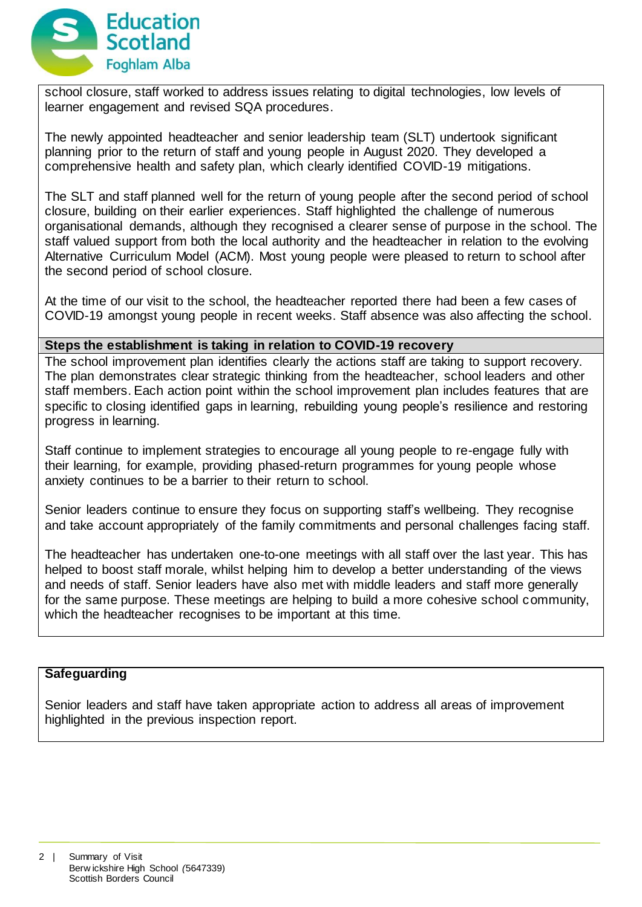school closure, staff worked to address issues relating to digital technologies, low levels of learner engagement and revised SQA procedures.

The newly appointed headteacher and senior leadership team (SLT) undertook significant planning prior to the return of staff and young people in August 2020. They developed a comprehensive health and safety plan, which clearly identified COVID-19 mitigations.

The SLT and staff planned well for the return of young people after the second period of school closure, building on their earlier experiences. Staff highlighted the challenge of numerous organisational demands, although they recognised a clearer sense of purpose in the school. The staff valued support from both the local authority and the headteacher in relation to the evolving Alternative Curriculum Model (ACM). Most young people were pleased to return to school after the second period of school closure.

At the time of our visit to the school, the headteacher reported there had been a few cases of COVID-19 amongst young people in recent weeks. Staff absence was also affecting the school.

## Steps the establishment is taking in relation to COVID-19 recovery

The school improvement plan identifies clearly the actions staff are taking to support recovery. The plan demonstrates clear strategic thinking from the headteacher, school leaders and other staff members. Each action point within the school improvement plan includes features that are specific to closing identified gaps in learning, rebuilding young people's resilience and restoring progress in learning.

Staff continue to implement strategies to encourage all young people to re-engage fully with their learning, for example, providing phased-return programmes for young people whose anxiety continues to be a barrier to their return to school.

Senior leaders continue to ensure they focus on supporting staff's wellbeing. They recognise and take account appropriately of the family commitments and personal challenges facing staff.

The headteacher has undertaken one-to-one meetings with all staff over the last year. This has helped to boost staff morale, whilst helping him to develop a better understanding of the views and needs of staff. Senior leaders have also met with middle leaders and staff more generally for the same purpose. These meetings are helping to build a more cohesive school community, which the headteacher recognises to be important at this time.

## Safeguarding

Senior leaders and staff have taken appropriate action to address all areas of improvement highlighted in the previous inspection report.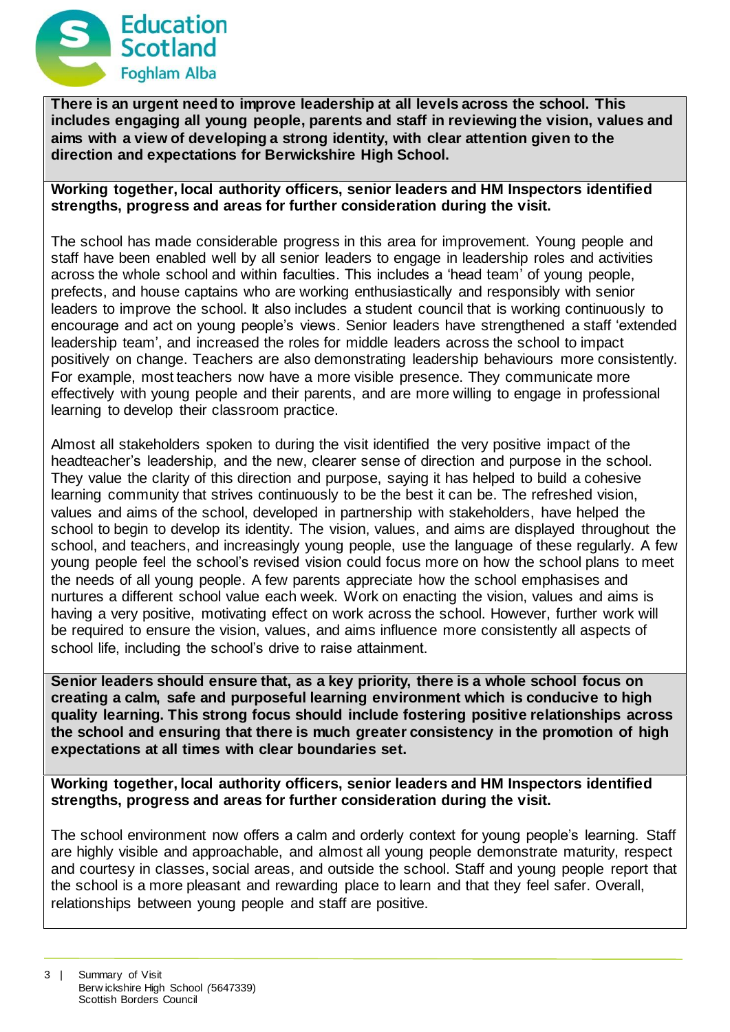**There is an urgent need to improve leadership at all levels across the school. This includes engaging all young people, parents and staff in reviewing the vision, values and aims with a view of developing a strong identity, with clear attention given to the direction and expectations for Berwickshire High School.**

**Working together, local authority officers, senior leaders and HM Inspectors identified strengths, progress and areas for further consideration during the visit.**

The school has made considerable progress in this area for improvement. Young people and staff have been enabled well by all senior leaders to engage in leadership roles and activities across the whole school and within faculties. This includes a 'head team' of young people, prefects, and house captains who are working enthusiastically and responsibly with senior leaders to improve the school. It also includes a student council that is working continuously to encourage and act on young people's views. Senior leaders have strengthened a staff 'extended leadership team', and increased the roles for middle leaders across the school to impact positively on change. Teachers are also demonstrating leadership behaviours more consistently. For example, most teachers now have a more visible presence. They communicate more effectively with young people and their parents, and are more willing to engage in professional learning to develop their classroom practice.

Almost all stakeholders spoken to during the visit identified the very positive impact of the headteacher's leadership, and the new, clearer sense of direction and purpose in the school. They value the clarity of this direction and purpose, saying it has helped to build a cohesive learning community that strives continuously to be the best it can be. The refreshed vision, values and aims of the school, developed in partnership with stakeholders, have helped the school to begin to develop its identity. The vision, values, and aims are displayed throughout the school, and teachers, and increasingly young people, use the language of these regularly. A few young people feel the school's revised vision could focus more on how the school plans to meet the needs of all young people. A few parents appreciate how the school emphasises and nurtures a different school value each week. Work on enacting the vision, values and aims is having a very positive, motivating effect on work across the school. However, further work will be required to ensure the vision, values, and aims influence more consistently all aspects of school life, including the school's drive to raise attainment.

**Senior leaders should ensure that, as a key priority, there is a whole school focus on creating a calm, safe and purposeful learning environment which is conducive to high quality learning. This strong focus should include fostering positive relationships across the school and ensuring that there is much greater consistency in the promotion of high expectations at all times with clear boundaries set.**

**Working together, local authority officers, senior leaders and HM Inspectors identified strengths, progress and areas for further consideration during the visit.**

The school environment now offers a calm and orderly context for young people's learning. Staff are highly visible and approachable, and almost all young people demonstrate maturity, respect and courtesy in classes, social areas, and outside the school. Staff and young people report that the school is a more pleasant and rewarding place to learn and that they feel safer. Overall, relationships between young people and staff are positive.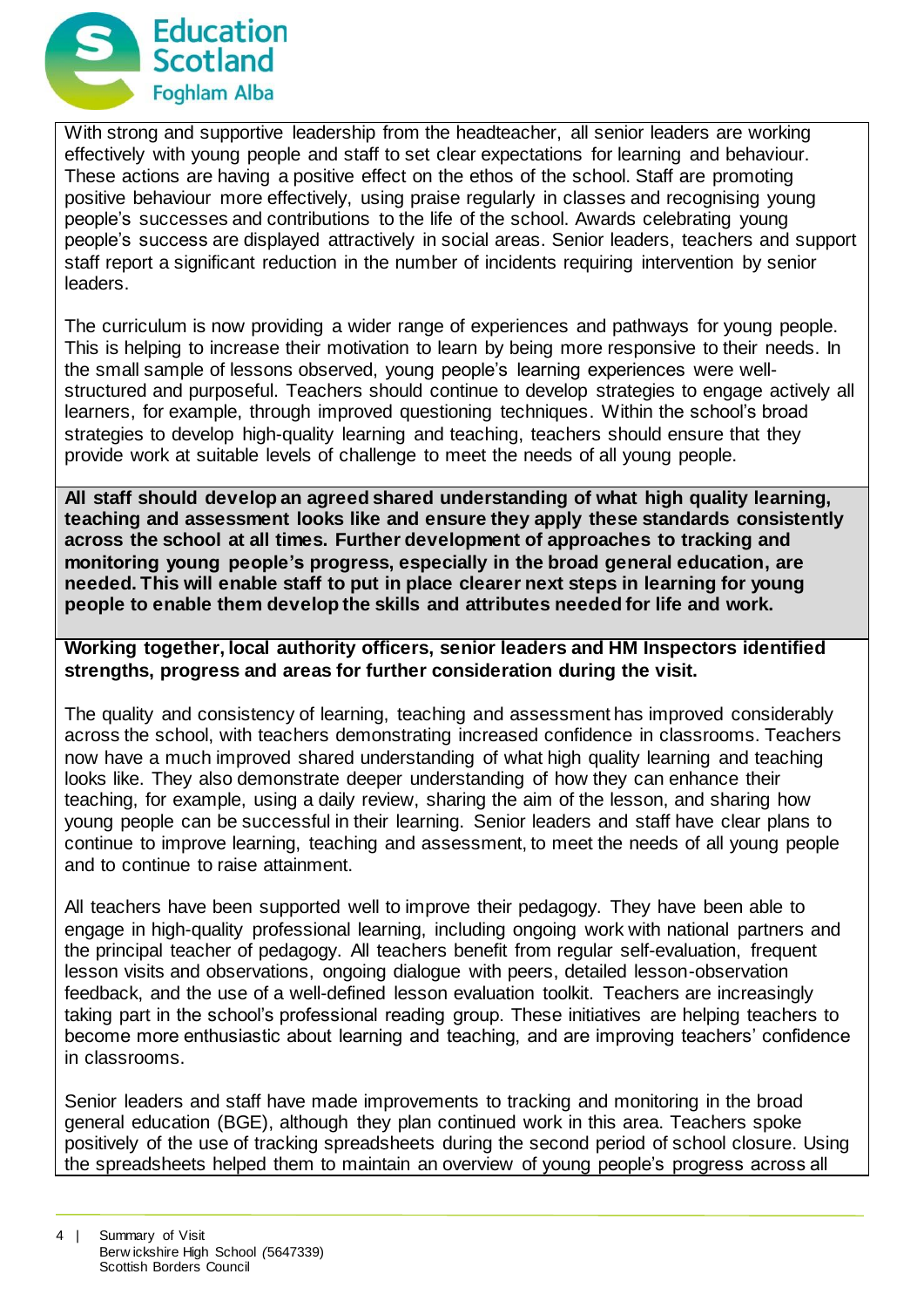With strong and supportive leadership from the headteacher, all senior leaders are working effectively with young people and staff to set clear expectations for learning and behaviour. These actions are having a positive effect on the ethos of the school. Staff are promoting positive behaviour more effectively, using praise regularly in classes and recognising young people's successes and contributions to the life of the school. Awards celebrating young people's success are displayed attractively in social areas. Senior leaders, teachers and support staff report a significant reduction in the number of incidents requiring intervention by senior leaders.

The curriculum is now providing a wider range of experiences and pathways for young people. This is helping to increase their motivation to learn by being more responsive to their needs. In the small sample of lessons observed, young people's leaning experiences were well-structured and purposeful. Teachers should continue to develop strategies to engage actively all learners, for example, through improved questioning techniques. Within the school's broad strategies to develop high-quality learning and teaching, teachers should ensure that they provide work at suitable levels of challenge to meet the needs of all young people.

**All staff should develop an agreed shared understanding of what high quality learning, teaching and assessment looks like and ensure they apply these standards consistently across the school at all times. Further development of approaches to tracking and monitoring young people's progress, especially in the broad general education, are needed. This will enable staff to put in place clearer next steps in learning for young people to enable them develop the skills and attributes needed for life and work.**

**Working together, local authority officers, senior leaders and HM Inspectors identified strengths, progress and areas for further consideration during the visit.**

The quality and consistency of learning, teaching and assessment has improved considerably across the school, with teachers demonstrating increased confidence in classrooms. Teachers now have a much improved shared understanding of what high quality learning and teaching looks like. They also demonstrate deeper understanding of how they can enhance their teaching, for example, using a daily review, sharing the aim of the lesson, and sharing how young people can be successful in their learning. Senior leaders and staff have clear plans to continue to improve learning, teaching and assessment, to meet the needs of all young people and to continue to raise attainment.

All teachers have been supported well to improve their pedagogy. They have been able to engage in high-quality professional learning, including ongoing work with national partners and the principal teacher of pedagogy. All teachers benefit from regular self-evaluation, frequent lesson visits and observations, ongoing dialogue with peers, detailed lesson-observation feedback, and the use of a well-defined lesson evaluation toolkit. Teachers are increasingly taking part in the school's professional reading group. These initiatives are helping teachers to become more enthusiastic about learning and teaching, and are improving teachers' confidence in classrooms.

Senior leaders and staff have made improvements to tracking and monitoring in the broad general education (BGE), although they plan continued work in this area. Teachers spoke positively of the use of tracking spreadsheets during the second period of school closure. Using the spreadsheets helped them to maintain an overview of young people's progress across all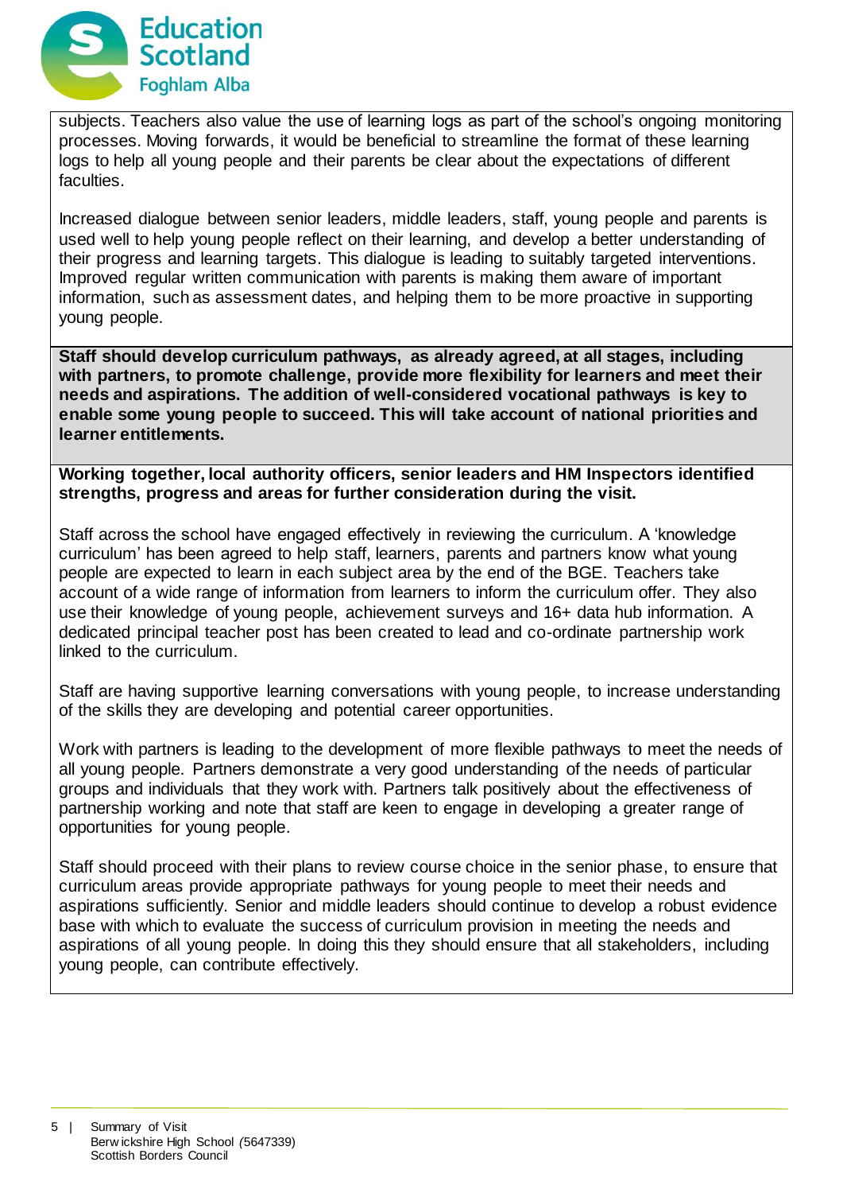subjects. Teachers also value the use of learning logs as part of the school's ongoing monitoring processes. Moving forwards, it would be beneficial to streamline the format of these learning logs to help all young people and their parents be clear about the expectations of different faculties.

Increased dialogue between senior leaders, middle leaders, staff, young people and parents is used well to help young people reflect on their learning, and develop a better understanding of their progress and learning targets. This dialogue is leading to suitably targeted interventions. Improved regular written communication with parents is making them aware of important information, such as assessment dates, and helping them to be more proactive in supporting young people.

**Staff should develop curriculum pathways, as already agreed, at all stages, including with partners, to promote challenge, provide more flexibility for learners and meet their needs and aspirations. The addition of well-considered vocational pathways is key to enable some young people to succeed. This will take account of national priorities and learner entitlements.**

**Working together, local authority officers, senior leaders and HM Inspectors identified strengths, progress and areas for further consideration during the visit.**

Staff across the school have engaged effectively in reviewing the curriculum. A 'knowledge curriculum' has been agreed to help staff, learners, parents and partners know what young people are expected to learn in each subject area by the end of the BGE. Teachers take account of a wide range of information from learners to inform the curriculum offer. They also use their knowledge of young people, achievement surveys and 16+ data hub information. A dedicated principal teacher post has been created to lead and co-ordinate partnership work linked to the curriculum.

Staff are having supportive learning conversations with young people, to increase understanding of the skills they are developing and potential career opportunities.

Work with partners is leading to the development of more flexible pathways to meet the needs of all young people. Partners demonstrate a very good understanding of the needs of particular groups and individuals that they work with. Partners talk positively about the effectiveness of partnership working and note that staff are keen to engage in developing a greater range of opportunities for young people.

Staff should proceed with their plans to review course choice in the senior phase, to ensure that curriculum areas provide appropriate pathways for young people to meet their needs and aspirations sufficiently. Senior and middle leaders should continue to develop a robust evidence base with which to evaluate the success of curriculum provision in meeting the needs and aspirations of all young people. In doing this they should ensure that all stakeholders, including young people, can contribute effectively.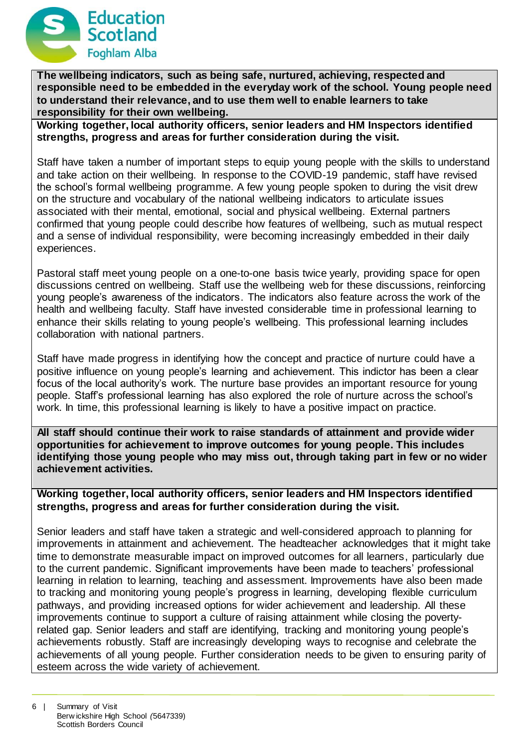**The wellbeing indicators, such as being safe, nurtured, achieving, respected and responsible need to be embedded in the everyday work of the school. Young people need to understand their relevance, and to use them well to enable learners to take responsibility for their own wellbeing.**

**Working together, local authority officers, senior leaders and HM Inspectors identified strengths, progress and areas for further consideration during the visit.**

Staff have taken a number of important steps to equip young people with the skills to understand and take action on their wellbeing. In response to the COVID-19 pandemic, staff have revised the school's formal wellbeing programme. A few young people spoken to during the visit drew on the structure and vocabulary of the national wellbeing indicators to articulate issues associated with their mental, emotional, social and physical wellbeing. External partners confirmed that young people could describe how features of wellbeing, such as mutual respect and a sense of individual responsibility, were becoming increasingly embedded in their daily experiences.

Pastoral staff meet young people on a one-to-one basis twice yearly, providing space for open discussions centred on wellbeing. Staff use the wellbeing web for these discussions, reinforcing young people's awareness of the indicators. The indicators also feature across the work of the health and wellbeing faculty. Staff have invested considerable time in professional learning to enhance their skills relating to young people's wellbeing. This professional learning includes collaboration with national partners.

Staff have made progress in identifying how the concept and practice of nurture could have a positive influence on young people's learning and achievement. This indictor has been a clear focus of the local authority's work. The nurture base provides an important resource for young people. Staff's professional learning has also explored the role of nurture across the school's work. In time, this professional learning is likely to have a positive impact on practice.

**All staff should continue their work to raise standards of attainment and provide wider opportunities for achievement to improve outcomes for young people. This includes identifying those young people who may miss out, through taking part in few or no wider achievement activities.**

**Working together, local authority officers, senior leaders and HM Inspectors identified strengths, progress and areas for further consideration during the visit.**

Senior leaders and staff have taken a strategic and well-considered approach to planning for improvements in attainment and achievement. The headteacher acknowledges that it might take time to demonstrate measurable impact on improved outcomes for all learners, particularly due to the current pandemic. Significant improvements have been made to teachers' professional learning in relation to learning, teaching and assessment. Improvements have also been made to tracking and monitoring young people's progress in learning, developing flexible curriculum pathways, and providing increased options for wider achievement and leadership. All these improvements continue to support a culture of raising attainment while closing the poverty-related gap. Senior leaders and staff are identifying, tracking and monitoring young people's achievements robustly. Staff are increasingly developing ways to recognise and celebrate the achievements of all young people. Further consideration needs to be given to ensuring parity of esteem across the wide variety of achievement.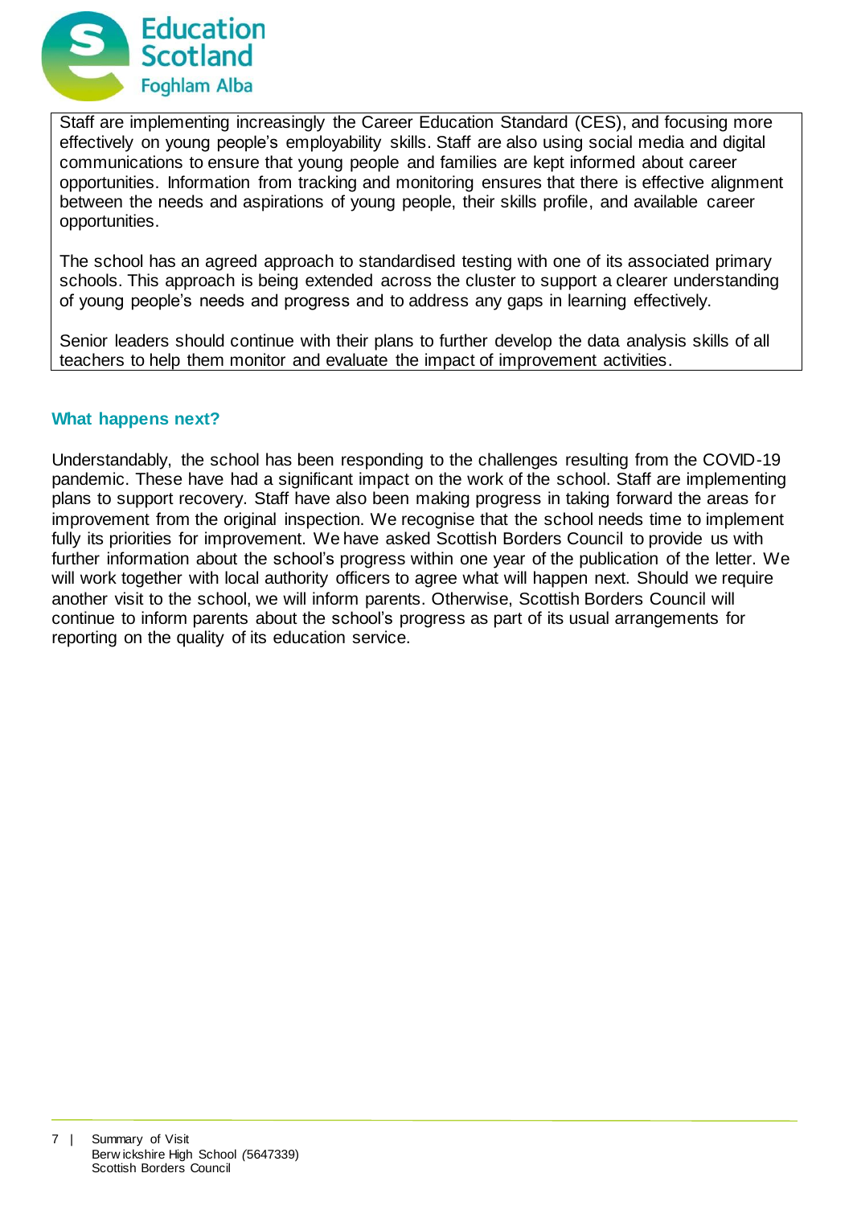Staff are implementing increasingly the Career Education Standard (CES), and focusing more effectively on young people's employability skills. Staff are also using social media and digital communications to ensure that young people and families are kept informed about career opportunities. Information from tracking and monitoring ensures that there is effective alignment between the needs and aspirations of young people, their skills profile, and available career opportunities.

The school has an agreed approach to standardised testing with one of its associated primary schools. This approach is being extended across the cluster to support a clearer understanding of young people's needs and progress and to address any gaps in learning effectively.

Senior leaders should continue with their plans to further develop the data analysis skills of all teachers to help them monitor and evaluate the impact of improvement activities.

### What happens next?

Understandably, the school has been responding to the challenges resulting from the COVID-19 pandemic. These have had a significant impact on the work of the school. Staff are implementing plans to support recovery. Staff have also been making progress in taking forward the areas for improvement from the original inspection. We recognise that the school needs time to implement fully its priorities for improvement. We have asked Scottish Borders Council to provide us with further information about the school's progress within one year of the publication of the letter. We will work together with local authority officers to agree what will happen next. Should we require another visit to the school, we will inform parents. Otherwise, Scottish Borders Council will continue to inform parents about the school's progress as part of its usual arrangements for reporting on the quality of its education service.